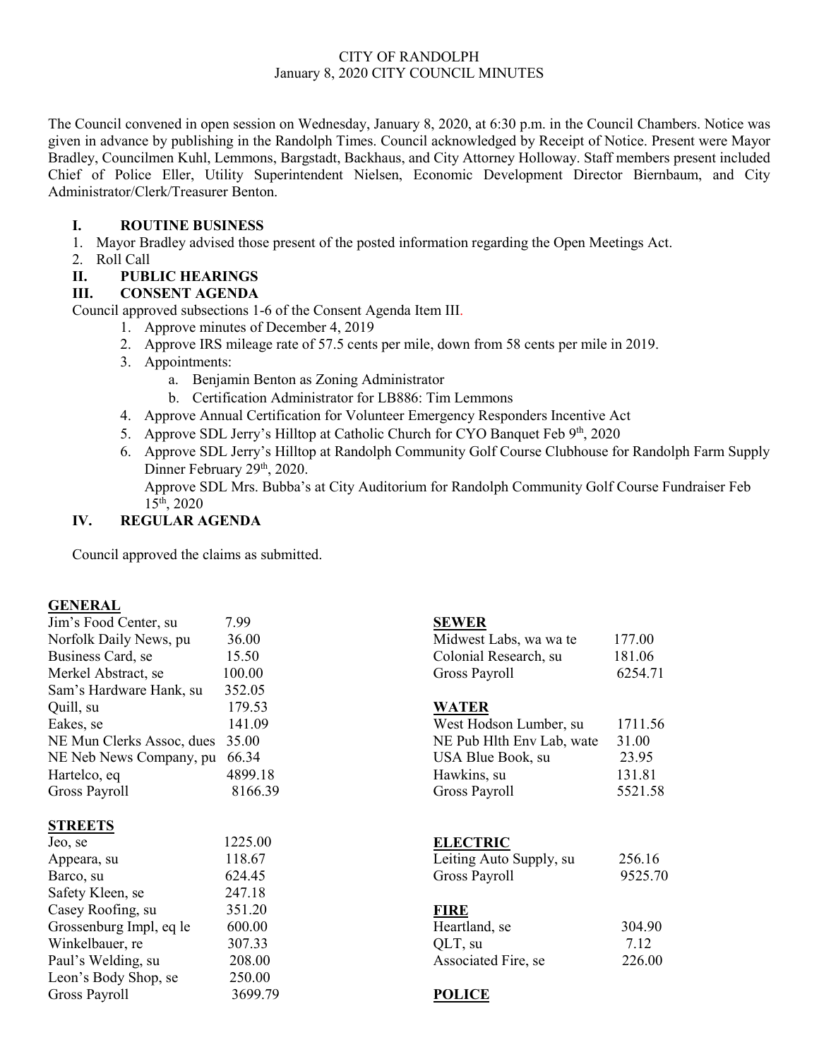CITY OF RANDOLPH
January 8, 2020 CITY COUNCIL MINUTES

The Council convened in open session on Wednesday, January 8, 2020, at 6:30 p.m. in the Council Chambers. Notice was given in advance by publishing in the Randolph Times. Council acknowledged by Receipt of Notice. Present were Mayor Bradley, Councilmen Kuhl, Lemmons, Bargstadt, Backhaus, and City Attorney Holloway. Staff members present included Chief of Police Eller, Utility Superintendent Nielsen, Economic Development Director Biernbaum, and City Administrator/Clerk/Treasurer Benton.

## I. ROUTINE BUSINESS

1. Mayor Bradley advised those present of the posted information regarding the Open Meetings Act.
2. Roll Call

## II. PUBLIC HEARINGS

## III. CONSENT AGENDA

Council approved subsections 1-6 of the Consent Agenda Item III.

1. Approve minutes of December 4, 2019
2. Approve IRS mileage rate of 57.5 cents per mile, down from 58 cents per mile in 2019.
3. Appointments:
   a. Benjamin Benton as Zoning Administrator
   b. Certification Administrator for LB886: Tim Lemmons
4. Approve Annual Certification for Volunteer Emergency Responders Incentive Act
5. Approve SDL Jerry's Hilltop at Catholic Church for CYO Banquet Feb 9th, 2020
6. Approve SDL Jerry's Hilltop at Randolph Community Golf Course Clubhouse for Randolph Farm Supply Dinner February 29th, 2020.
   Approve SDL Mrs. Bubba's at City Auditorium for Randolph Community Golf Course Fundraiser Feb 15th, 2020

## IV. REGULAR AGENDA

Council approved the claims as submitted.

**GENERAL**

| | |
|---|---|
| Jim's Food Center, su | 7.99 |
| Norfolk Daily News, pu | 36.00 |
| Business Card, se | 15.50 |
| Merkel Abstract, se | 100.00 |
| Sam's Hardware Hank, su | 352.05 |
| Quill, su | 179.53 |
| Eakes, se | 141.09 |
| NE Mun Clerks Assoc, dues | 35.00 |
| NE Neb News Company, pu | 66.34 |
| Hartelco, eq | 4899.18 |
| Gross Payroll | 8166.39 |

**STREETS**

| | |
|---|---|
| Jeo, se | 1225.00 |
| Appeara, su | 118.67 |
| Barco, su | 624.45 |
| Safety Kleen, se | 247.18 |
| Casey Roofing, su | 351.20 |
| Grossenburg Impl, eq le | 600.00 |
| Winkelbauer, re | 307.33 |
| Paul's Welding, su | 208.00 |
| Leon's Body Shop, se | 250.00 |
| Gross Payroll | 3699.79 |

**SEWER**

| | |
|---|---|
| Midwest Labs, wa wa te | 177.00 |
| Colonial Research, su | 181.06 |
| Gross Payroll | 6254.71 |

**WATER**

| | |
|---|---|
| West Hodson Lumber, su | 1711.56 |
| NE Pub Hlth Env Lab, wate | 31.00 |
| USA Blue Book, su | 23.95 |
| Hawkins, su | 131.81 |
| Gross Payroll | 5521.58 |

**ELECTRIC**

| | |
|---|---|
| Leiting Auto Supply, su | 256.16 |
| Gross Payroll | 9525.70 |

**FIRE**

| | |
|---|---|
| Heartland, se | 304.90 |
| QLT, su | 7.12 |
| Associated Fire, se | 226.00 |

**POLICE**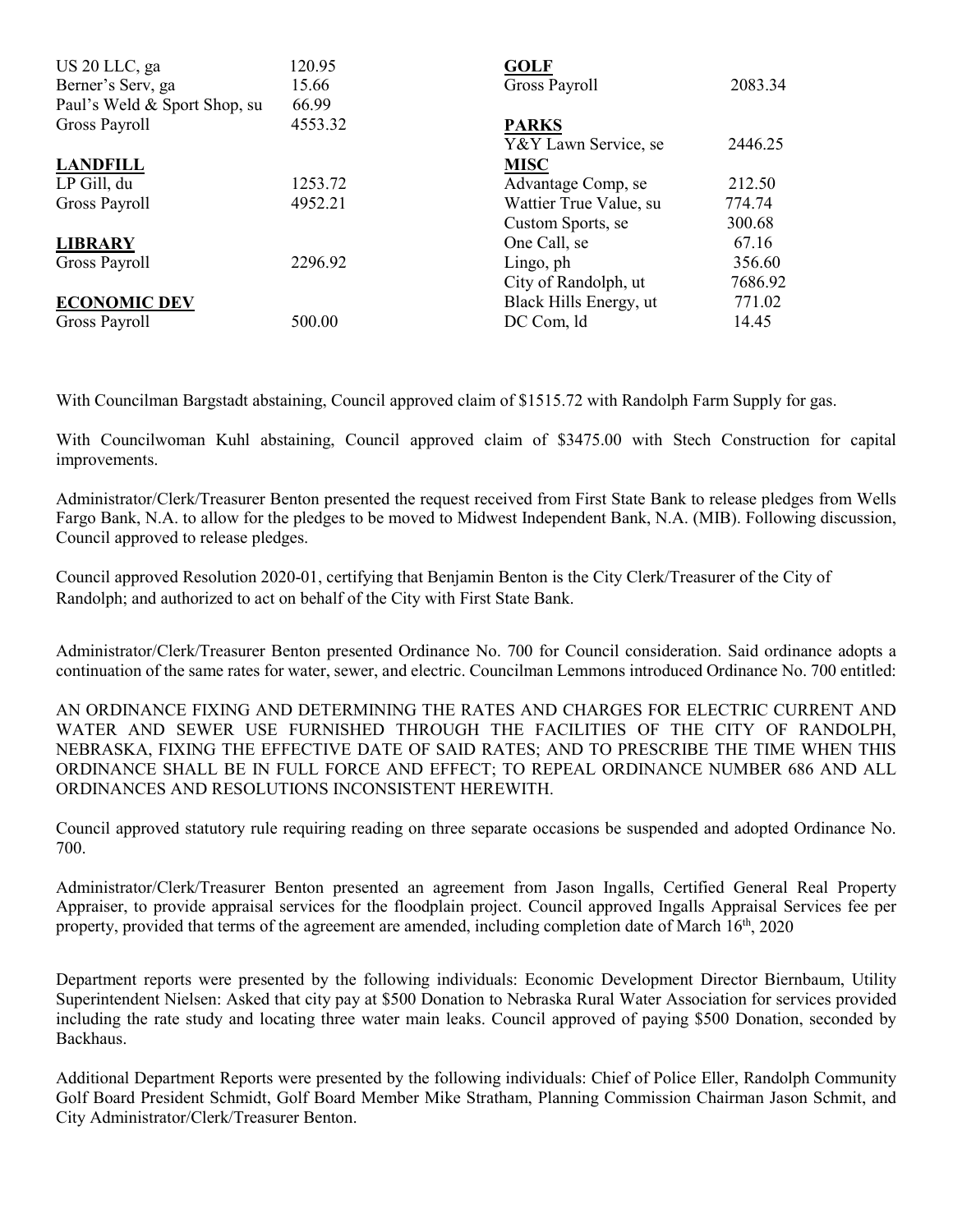| | |
|---|---|
| US 20 LLC, ga | 120.95 |
| Berner's Serv, ga | 15.66 |
| Paul's Weld & Sport Shop, su | 66.99 |
| Gross Payroll | 4553.32 |

**LANDFILL**

| | |
|---|---|
| LP Gill, du | 1253.72 |
| Gross Payroll | 4952.21 |

**LIBRARY**

| | |
|---|---|
| Gross Payroll | 2296.92 |

**ECONOMIC DEV**

| | |
|---|---|
| Gross Payroll | 500.00 |

**GOLF**

| | |
|---|---|
| Gross Payroll | 2083.34 |

**PARKS**

| | |
|---|---|
| Y&Y Lawn Service, se | 2446.25 |

**MISC**

| | |
|---|---|
| Advantage Comp, se | 212.50 |
| Wattier True Value, su | 774.74 |
| Custom Sports, se | 300.68 |
| One Call, se | 67.16 |
| Lingo, ph | 356.60 |
| City of Randolph, ut | 7686.92 |
| Black Hills Energy, ut | 771.02 |
| DC Com, ld | 14.45 |

With Councilman Bargstadt abstaining, Council approved claim of $1515.72 with Randolph Farm Supply for gas.

With Councilwoman Kuhl abstaining, Council approved claim of $3475.00 with Stech Construction for capital improvements.

Administrator/Clerk/Treasurer Benton presented the request received from First State Bank to release pledges from Wells Fargo Bank, N.A. to allow for the pledges to be moved to Midwest Independent Bank, N.A. (MIB). Following discussion, Council approved to release pledges.

Council approved Resolution 2020-01, certifying that Benjamin Benton is the City Clerk/Treasurer of the City of Randolph; and authorized to act on behalf of the City with First State Bank.

Administrator/Clerk/Treasurer Benton presented Ordinance No. 700 for Council consideration. Said ordinance adopts a continuation of the same rates for water, sewer, and electric. Councilman Lemmons introduced Ordinance No. 700 entitled:

AN ORDINANCE FIXING AND DETERMINING THE RATES AND CHARGES FOR ELECTRIC CURRENT AND WATER AND SEWER USE FURNISHED THROUGH THE FACILITIES OF THE CITY OF RANDOLPH, NEBRASKA, FIXING THE EFFECTIVE DATE OF SAID RATES; AND TO PRESCRIBE THE TIME WHEN THIS ORDINANCE SHALL BE IN FULL FORCE AND EFFECT; TO REPEAL ORDINANCE NUMBER 686 AND ALL ORDINANCES AND RESOLUTIONS INCONSISTENT HEREWITH.

Council approved statutory rule requiring reading on three separate occasions be suspended and adopted Ordinance No. 700.

Administrator/Clerk/Treasurer Benton presented an agreement from Jason Ingalls, Certified General Real Property Appraiser, to provide appraisal services for the floodplain project. Council approved Ingalls Appraisal Services fee per property, provided that terms of the agreement are amended, including completion date of March 16th, 2020

Department reports were presented by the following individuals: Economic Development Director Biernbaum, Utility Superintendent Nielsen: Asked that city pay at $500 Donation to Nebraska Rural Water Association for services provided including the rate study and locating three water main leaks. Council approved of paying $500 Donation, seconded by Backhaus.

Additional Department Reports were presented by the following individuals: Chief of Police Eller, Randolph Community Golf Board President Schmidt, Golf Board Member Mike Stratham, Planning Commission Chairman Jason Schmit, and City Administrator/Clerk/Treasurer Benton.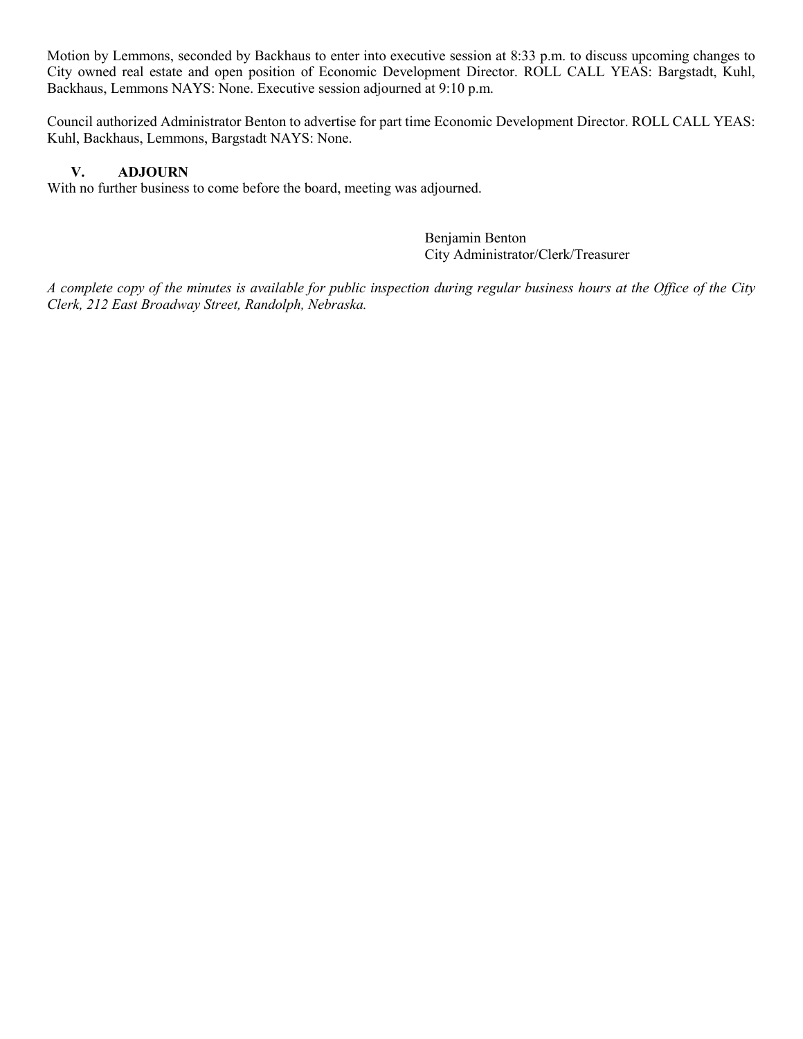Motion by Lemmons, seconded by Backhaus to enter into executive session at 8:33 p.m. to discuss upcoming changes to City owned real estate and open position of Economic Development Director. ROLL CALL YEAS: Bargstadt, Kuhl, Backhaus, Lemmons NAYS: None. Executive session adjourned at 9:10 p.m.

Council authorized Administrator Benton to advertise for part time Economic Development Director. ROLL CALL YEAS: Kuhl, Backhaus, Lemmons, Bargstadt NAYS: None.

## V. ADJOURN

With no further business to come before the board, meeting was adjourned.

Benjamin Benton
City Administrator/Clerk/Treasurer

*A complete copy of the minutes is available for public inspection during regular business hours at the Office of the City Clerk, 212 East Broadway Street, Randolph, Nebraska.*